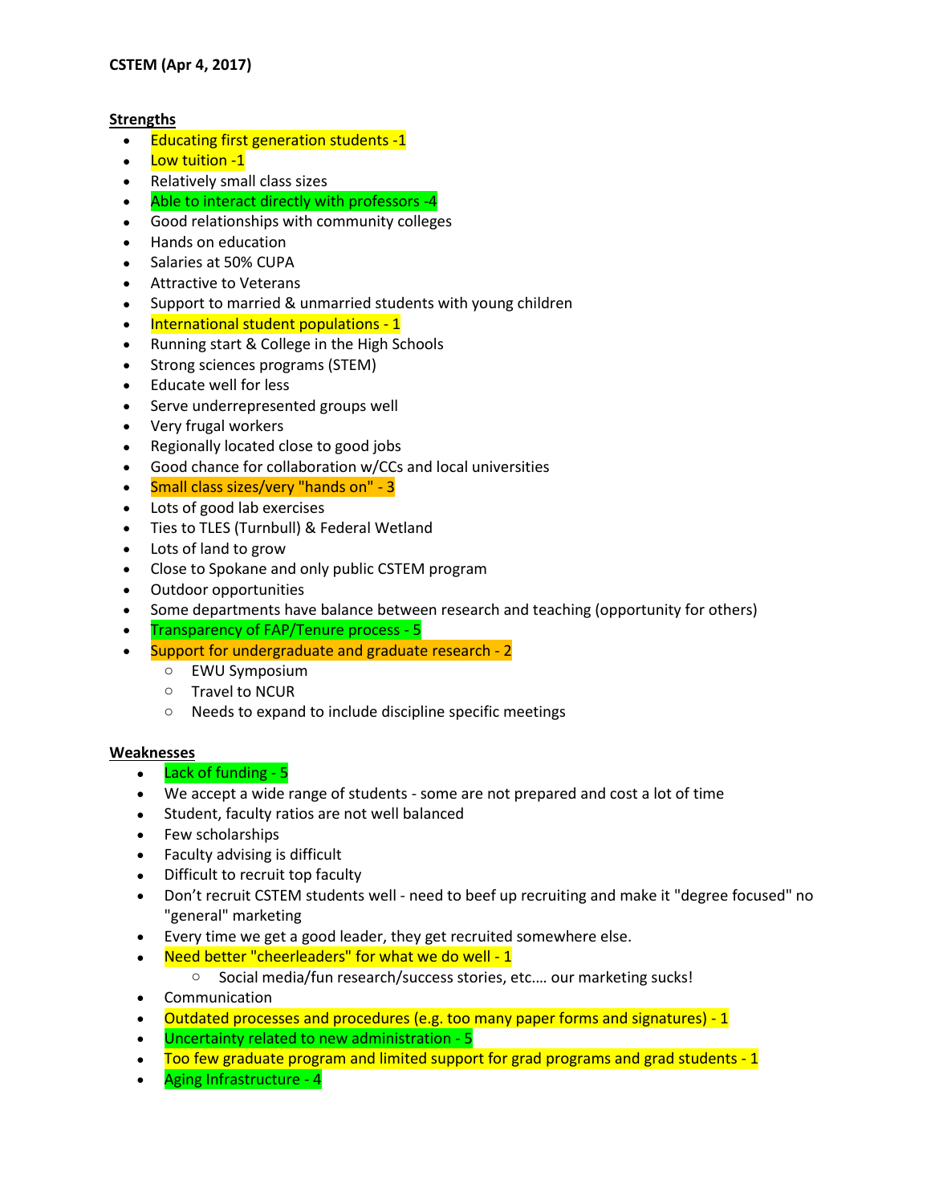**CSTEM (Apr 4, 2017)**

**Strengths**

- Educating first generation students -1
- Low tuition -1
- Relatively small class sizes
- Able to interact directly with professors -4
- Good relationships with community colleges
- Hands on education
- Salaries at 50% CUPA
- Attractive to Veterans
- Support to married & unmarried students with young children
- International student populations - 1
- Running start & College in the High Schools
- Strong sciences programs (STEM)
- Educate well for less
- Serve underrepresented groups well
- Very frugal workers
- Regionally located close to good jobs
- Good chance for collaboration w/CCs and local universities
- Small class sizes/very "hands on" - 3
- Lots of good lab exercises
- Ties to TLES (Turnbull) & Federal Wetland
- Lots of land to grow
- Close to Spokane and only public CSTEM program
- Outdoor opportunities
- Some departments have balance between research and teaching (opportunity for others)
- Transparency of FAP/Tenure process - 5
- Support for undergraduate and graduate research - 2
  - EWU Symposium
  - Travel to NCUR
  - Needs to expand to include discipline specific meetings

**Weaknesses**

- Lack of funding - 5
- We accept a wide range of students - some are not prepared and cost a lot of time
- Student, faculty ratios are not well balanced
- Few scholarships
- Faculty advising is difficult
- Difficult to recruit top faculty
- Don't recruit CSTEM students well - need to beef up recruiting and make it "degree focused" no "general" marketing
- Every time we get a good leader, they get recruited somewhere else.
- Need better "cheerleaders" for what we do well - 1
  - Social media/fun research/success stories, etc.... our marketing sucks!
- Communication
- Outdated processes and procedures (e.g. too many paper forms and signatures) - 1
- Uncertainty related to new administration - 5
- Too few graduate program and limited support for grad programs and grad students - 1
- Aging Infrastructure - 4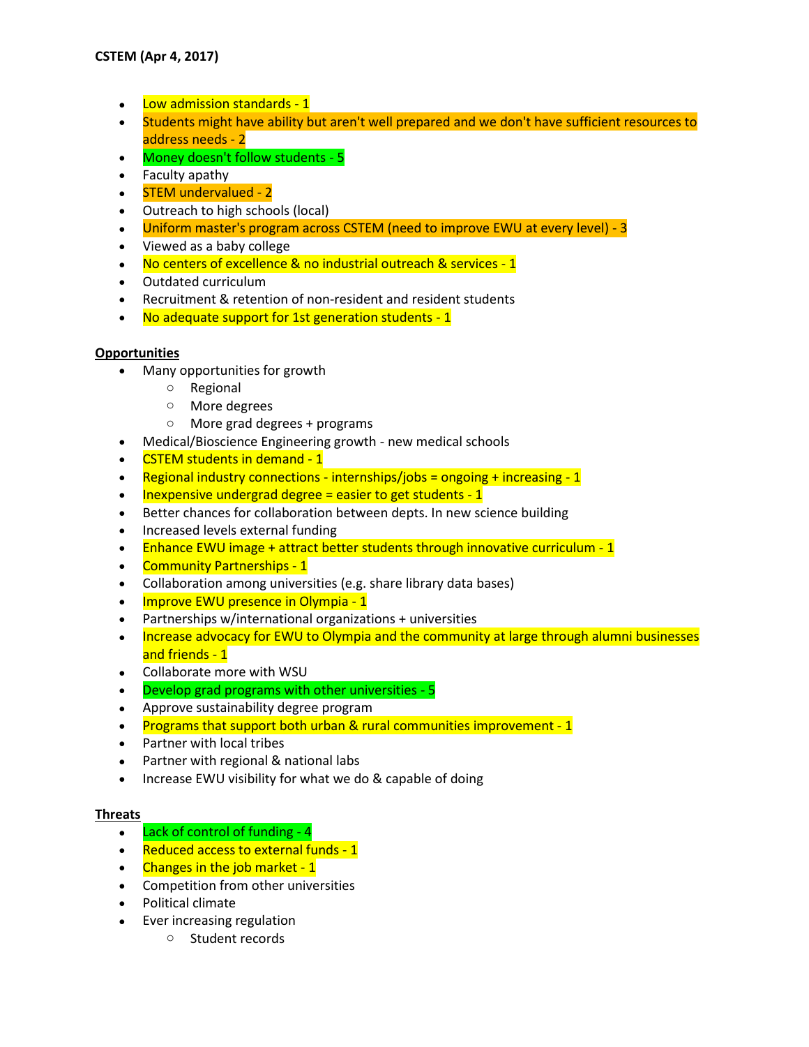**CSTEM (Apr 4, 2017)**

- Low admission standards - 1
- Students might have ability but aren't well prepared and we don't have sufficient resources to address needs - 2
- Money doesn't follow students - 5
- Faculty apathy
- STEM undervalued - 2
- Outreach to high schools (local)
- Uniform master's program across CSTEM (need to improve EWU at every level) - 3
- Viewed as a baby college
- No centers of excellence & no industrial outreach & services - 1
- Outdated curriculum
- Recruitment & retention of non-resident and resident students
- No adequate support for 1st generation students - 1

<u>**Opportunities**</u>

- Many opportunities for growth
  - Regional
  - More degrees
  - More grad degrees + programs
- Medical/Bioscience Engineering growth - new medical schools
- CSTEM students in demand - 1
- Regional industry connections - internships/jobs = ongoing + increasing - 1
- Inexpensive undergrad degree = easier to get students - 1
- Better chances for collaboration between depts. In new science building
- Increased levels external funding
- Enhance EWU image + attract better students through innovative curriculum - 1
- Community Partnerships - 1
- Collaboration among universities (e.g. share library data bases)
- Improve EWU presence in Olympia - 1
- Partnerships w/international organizations + universities
- Increase advocacy for EWU to Olympia and the community at large through alumni businesses and friends - 1
- Collaborate more with WSU
- Develop grad programs with other universities - 5
- Approve sustainability degree program
- Programs that support both urban & rural communities improvement - 1
- Partner with local tribes
- Partner with regional & national labs
- Increase EWU visibility for what we do & capable of doing

<u>**Threats**</u>

- Lack of control of funding - 4
- Reduced access to external funds - 1
- Changes in the job market - 1
- Competition from other universities
- Political climate
- Ever increasing regulation
  - Student records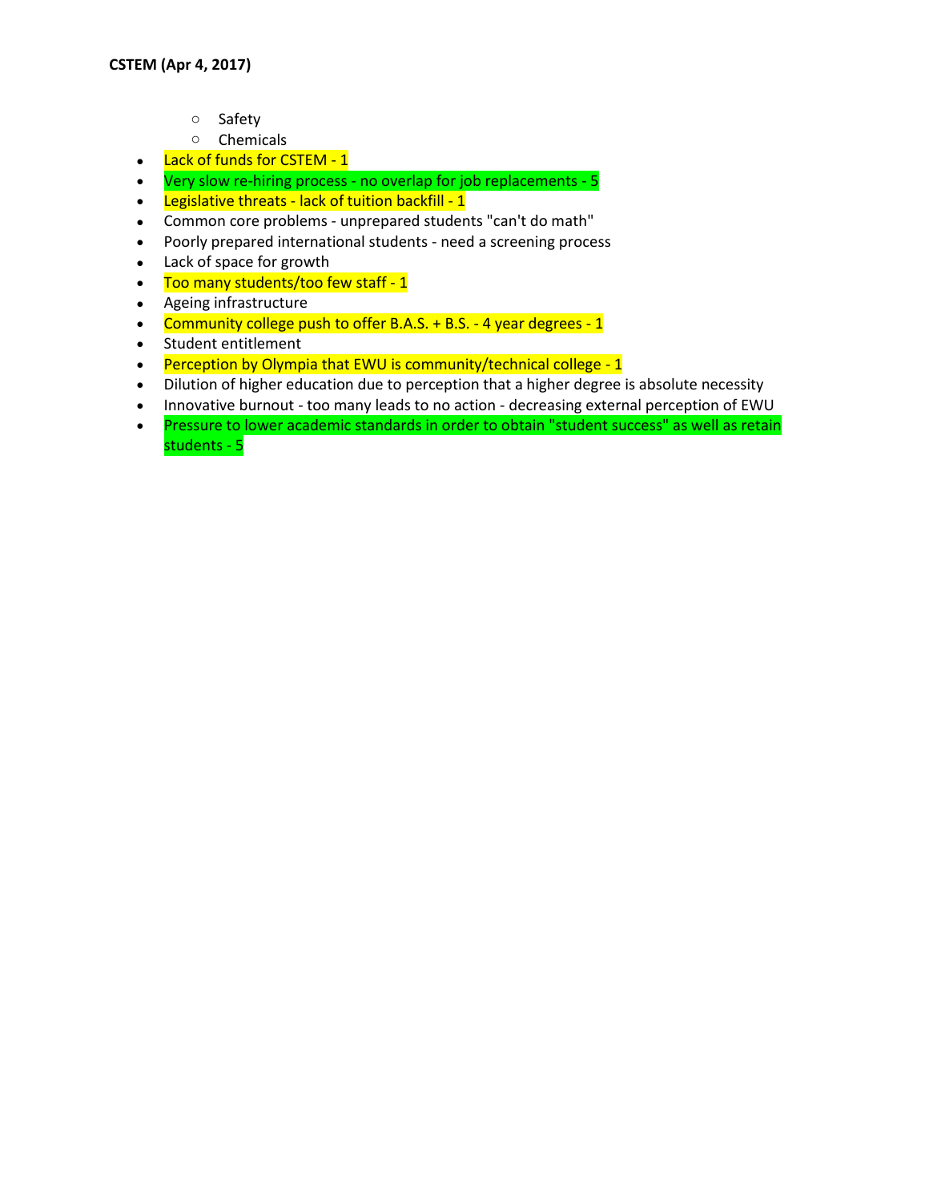**CSTEM (Apr 4, 2017)**

  - Safety
  - Chemicals
- Lack of funds for CSTEM - 1
- Very slow re-hiring process - no overlap for job replacements - 5
- Legislative threats - lack of tuition backfill - 1
- Common core problems - unprepared students "can't do math"
- Poorly prepared international students - need a screening process
- Lack of space for growth
- Too many students/too few staff - 1
- Ageing infrastructure
- Community college push to offer B.A.S. + B.S. - 4 year degrees - 1
- Student entitlement
- Perception by Olympia that EWU is community/technical college - 1
- Dilution of higher education due to perception that a higher degree is absolute necessity
- Innovative burnout - too many leads to no action - decreasing external perception of EWU
- Pressure to lower academic standards in order to obtain "student success" as well as retain students - 5